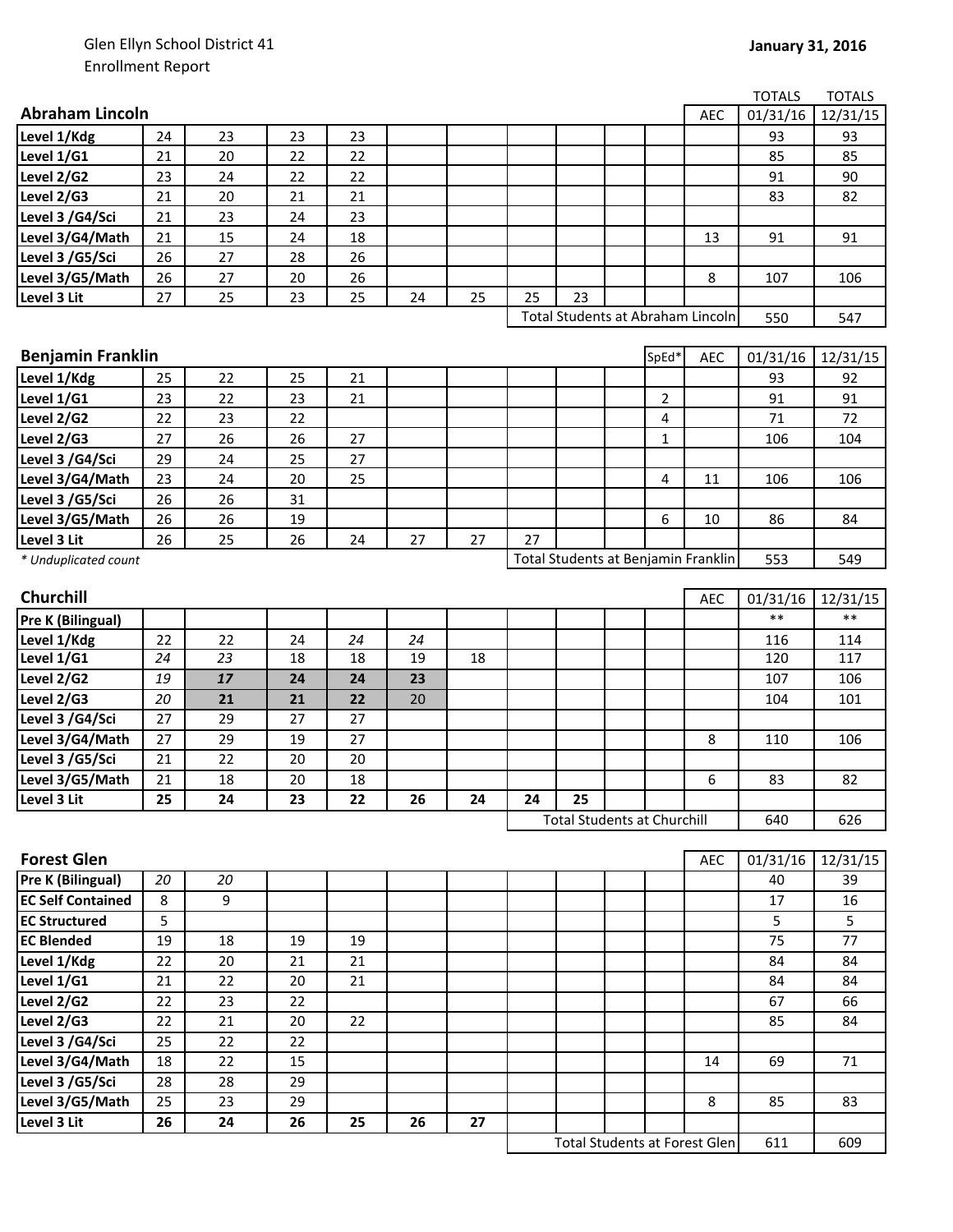Glen Ellyn School District 41
Enrollment Report

**January 31, 2016**

## Abraham Lincoln

| Abraham Lincoln | | | | | | | | | | | AEC | TOTALS 01/31/16 | TOTALS 12/31/15 |
|---|---|---|---|---|---|---|---|---|---|---|---|---|---|
| **Level 1/Kdg** | 24 | 23 | 23 | 23 | | | | | | | | 93 | 93 |
| **Level 1/G1** | 21 | 20 | 22 | 22 | | | | | | | | 85 | 85 |
| **Level 2/G2** | 23 | 24 | 22 | 22 | | | | | | | | 91 | 90 |
| **Level 2/G3** | 21 | 20 | 21 | 21 | | | | | | | | 83 | 82 |
| **Level 3 /G4/Sci** | 21 | 23 | 24 | 23 | | | | | | | | | |
| **Level 3/G4/Math** | 21 | 15 | 24 | 18 | | | | | | | 13 | 91 | 91 |
| **Level 3 /G5/Sci** | 26 | 27 | 28 | 26 | | | | | | | | | |
| **Level 3/G5/Math** | 26 | 27 | 20 | 26 | | | | | | | 8 | 107 | 106 |
| **Level 3 Lit** | 27 | 25 | 23 | 25 | 24 | 25 | 25 | 23 | | | | | |
| | | | | | | | Total Students at Abraham Lincoln | | | | | 550 | 547 |

## Benjamin Franklin

| Benjamin Franklin | | | | | | | | | | SpEd* | AEC | 01/31/16 | 12/31/15 |
|---|---|---|---|---|---|---|---|---|---|---|---|---|---|
| **Level 1/Kdg** | 25 | 22 | 25 | 21 | | | | | | | | 93 | 92 |
| **Level 1/G1** | 23 | 22 | 23 | 21 | | | | | | 2 | | 91 | 91 |
| **Level 2/G2** | 22 | 23 | 22 | | | | | | | 4 | | 71 | 72 |
| **Level 2/G3** | 27 | 26 | 26 | 27 | | | | | | 1 | | 106 | 104 |
| **Level 3 /G4/Sci** | 29 | 24 | 25 | 27 | | | | | | | | | |
| **Level 3/G4/Math** | 23 | 24 | 20 | 25 | | | | | | 4 | 11 | 106 | 106 |
| **Level 3 /G5/Sci** | 26 | 26 | 31 | | | | | | | | | | |
| **Level 3/G5/Math** | 26 | 26 | 19 | | | | | | | 6 | 10 | 86 | 84 |
| **Level 3 Lit** | 26 | 25 | 26 | 24 | 27 | 27 | 27 | | | | | | |
| | | | | | | | Total Students at Benjamin Franklin | | | | | 553 | 549 |

*\* Unduplicated count*

## Churchill

| Churchill | | | | | | | | | | | AEC | 01/31/16 | 12/31/15 |
|---|---|---|---|---|---|---|---|---|---|---|---|---|---|
| **Pre K (Bilingual)** | | | | | | | | | | | | ** | ** |
| **Level 1/Kdg** | 22 | 22 | 24 | *24* | *24* | | | | | | | 116 | 114 |
| **Level 1/G1** | *24* | *23* | 18 | 18 | 19 | 18 | | | | | | 120 | 117 |
| **Level 2/G2** | *19* | ***17*** | **24** | **24** | **23** | | | | | | | 107 | 106 |
| **Level 2/G3** | *20* | **21** | **21** | **22** | 20 | | | | | | | 104 | 101 |
| **Level 3 /G4/Sci** | 27 | 29 | 27 | 27 | | | | | | | | | |
| **Level 3/G4/Math** | 27 | 29 | 19 | 27 | | | | | | | 8 | 110 | 106 |
| **Level 3 /G5/Sci** | 21 | 22 | 20 | 20 | | | | | | | | | |
| **Level 3/G5/Math** | 21 | 18 | 20 | 18 | | | | | | | 6 | 83 | 82 |
| **Level 3 Lit** | **25** | **24** | **23** | **22** | **26** | **24** | **24** | **25** | | | | | |
| | | | | | | | Total Students at Churchill | | | | | 640 | 626 |

## Forest Glen

| Forest Glen | | | | | | | | | | | AEC | 01/31/16 | 12/31/15 |
|---|---|---|---|---|---|---|---|---|---|---|---|---|---|
| **Pre K (Bilingual)** | *20* | *20* | | | | | | | | | | 40 | 39 |
| **EC Self Contained** | 8 | 9 | | | | | | | | | | 17 | 16 |
| **EC Structured** | 5 | | | | | | | | | | | 5 | 5 |
| **EC Blended** | 19 | 18 | 19 | 19 | | | | | | | | 75 | 77 |
| **Level 1/Kdg** | 22 | 20 | 21 | 21 | | | | | | | | 84 | 84 |
| **Level 1/G1** | 21 | 22 | 20 | 21 | | | | | | | | 84 | 84 |
| **Level 2/G2** | 22 | 23 | 22 | | | | | | | | | 67 | 66 |
| **Level 2/G3** | 22 | 21 | 20 | 22 | | | | | | | | 85 | 84 |
| **Level 3 /G4/Sci** | 25 | 22 | 22 | | | | | | | | | | |
| **Level 3/G4/Math** | 18 | 22 | 15 | | | | | | | | 14 | 69 | 71 |
| **Level 3 /G5/Sci** | 28 | 28 | 29 | | | | | | | | | | |
| **Level 3/G5/Math** | 25 | 23 | 29 | | | | | | | | 8 | 85 | 83 |
| **Level 3 Lit** | **26** | **24** | **26** | **25** | **26** | **27** | | | | | | | |
| | | | | | | | Total Students at Forest Glen | | | | | 611 | 609 |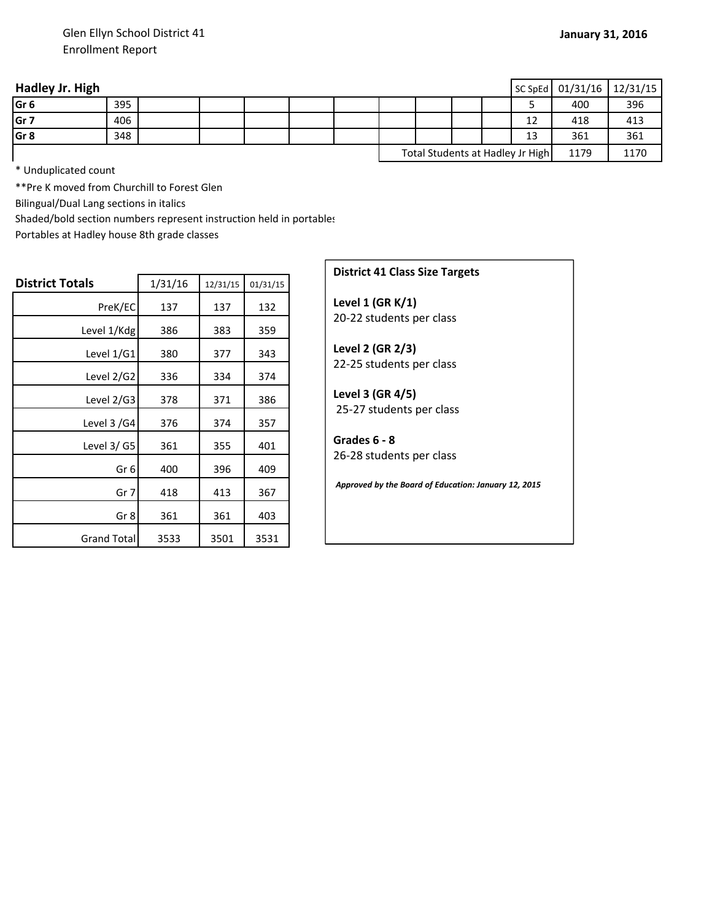Glen Ellyn School District 41
Enrollment Report

**January 31, 2016**

| **Hadley Jr. High** | | | | | | | | | | | SC SpEd | 01/31/16 | 12/31/15 |
|---|---|---|---|---|---|---|---|---|---|---|---|---|---|
| **Gr 6** | 395 | | | | | | | | | | 5 | 400 | 396 |
| **Gr 7** | 406 | | | | | | | | | | 12 | 418 | 413 |
| **Gr 8** | 348 | | | | | | | | | | 13 | 361 | 361 |
| | | | | | | | | | | | Total Students at Hadley Jr High | 1179 | 1170 |

\* Unduplicated count

\*\*Pre K moved from Churchill to Forest Glen

Bilingual/Dual Lang sections in italics

Shaded/bold section numbers represent instruction held in portables

Portables at Hadley house 8th grade classes

| **District Totals** | 1/31/16 | 12/31/15 | 01/31/15 |
|---|---|---|---|
| PreK/EC | 137 | 137 | 132 |
| Level 1/Kdg | 386 | 383 | 359 |
| Level 1/G1 | 380 | 377 | 343 |
| Level 2/G2 | 336 | 334 | 374 |
| Level 2/G3 | 378 | 371 | 386 |
| Level 3 /G4 | 376 | 374 | 357 |
| Level 3/ G5 | 361 | 355 | 401 |
| Gr 6 | 400 | 396 | 409 |
| Gr 7 | 418 | 413 | 367 |
| Gr 8 | 361 | 361 | 403 |
| Grand Total | 3533 | 3501 | 3531 |

**District 41 Class Size Targets**

**Level 1 (GR K/1)**
20-22 students per class

**Level 2 (GR 2/3)**
22-25 students per class

**Level 3 (GR 4/5)**
25-27 students per class

**Grades 6 - 8**
26-28 students per class

***Approved by the Board of Education: January 12, 2015***